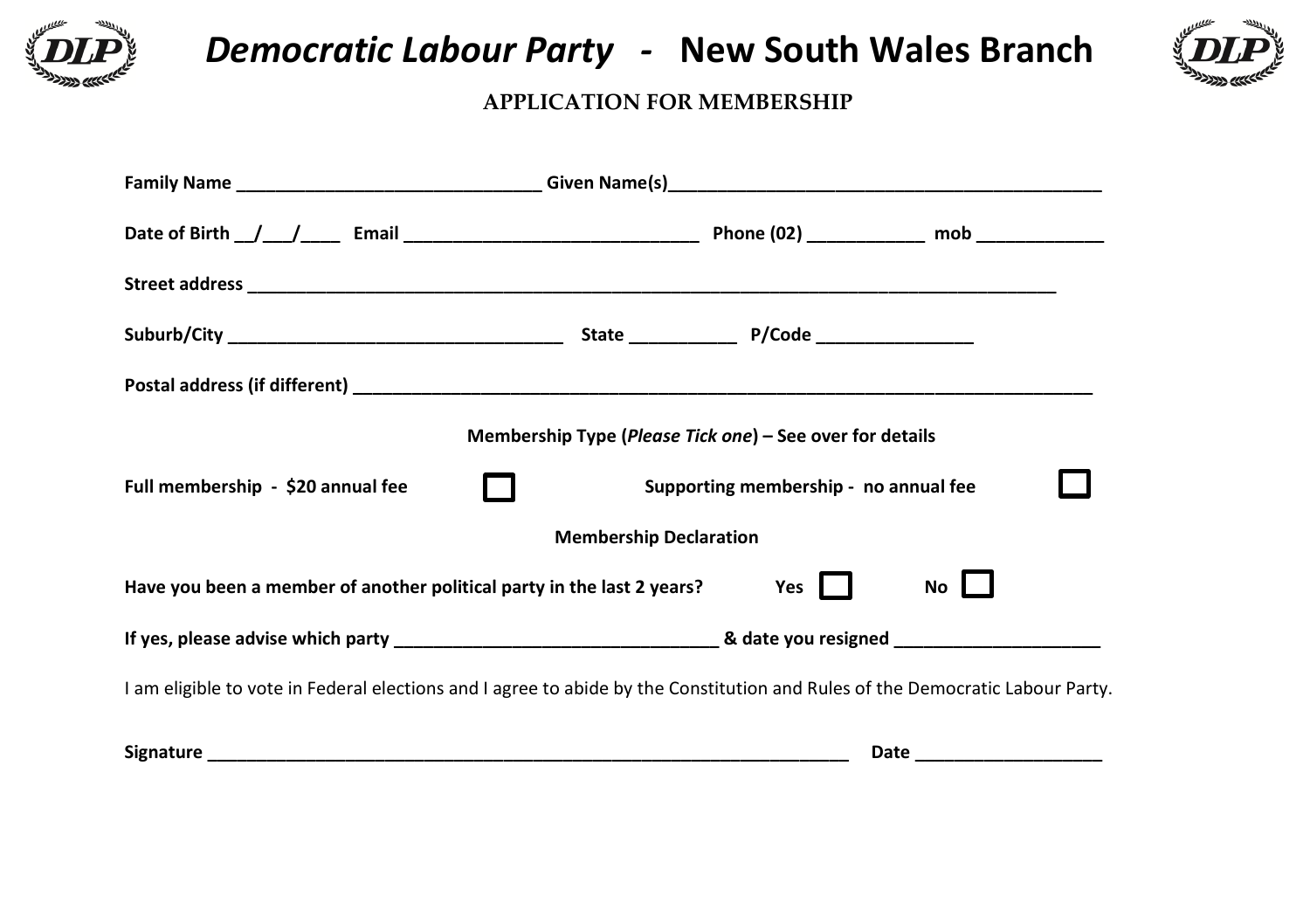# *Democratic Labour Party* - New South Wales Branch

## APPLICATION FOR MEMBERSHIP

**Family Name** _______________________________ **Given Name(s)**_____________________________________________

**Date of Birth** __/___/____ **Email** ______________________________ **Phone (02)** ___________ **mob** ____________

**Street address** ___________________________________________________________________________________

**Suburb/City** __________________________________ **State** __________ **P/Code** ________________

**Postal address (if different)** ___________________________________________________________________________

**Membership Type (*Please Tick one*) – See over for details**

**Full membership - $20 annual fee** ☐ **Supporting membership - no annual fee** ☐

**Membership Declaration**

**Have you been a member of another political party in the last 2 years?** **Yes** ☐ **No** ☐

**If yes, please advise which party** _________________________________ **& date you resigned** _____________________

I am eligible to vote in Federal elections and I agree to abide by the Constitution and Rules of the Democratic Labour Party.

**Signature** _____________________________________________________________________ **Date** ___________________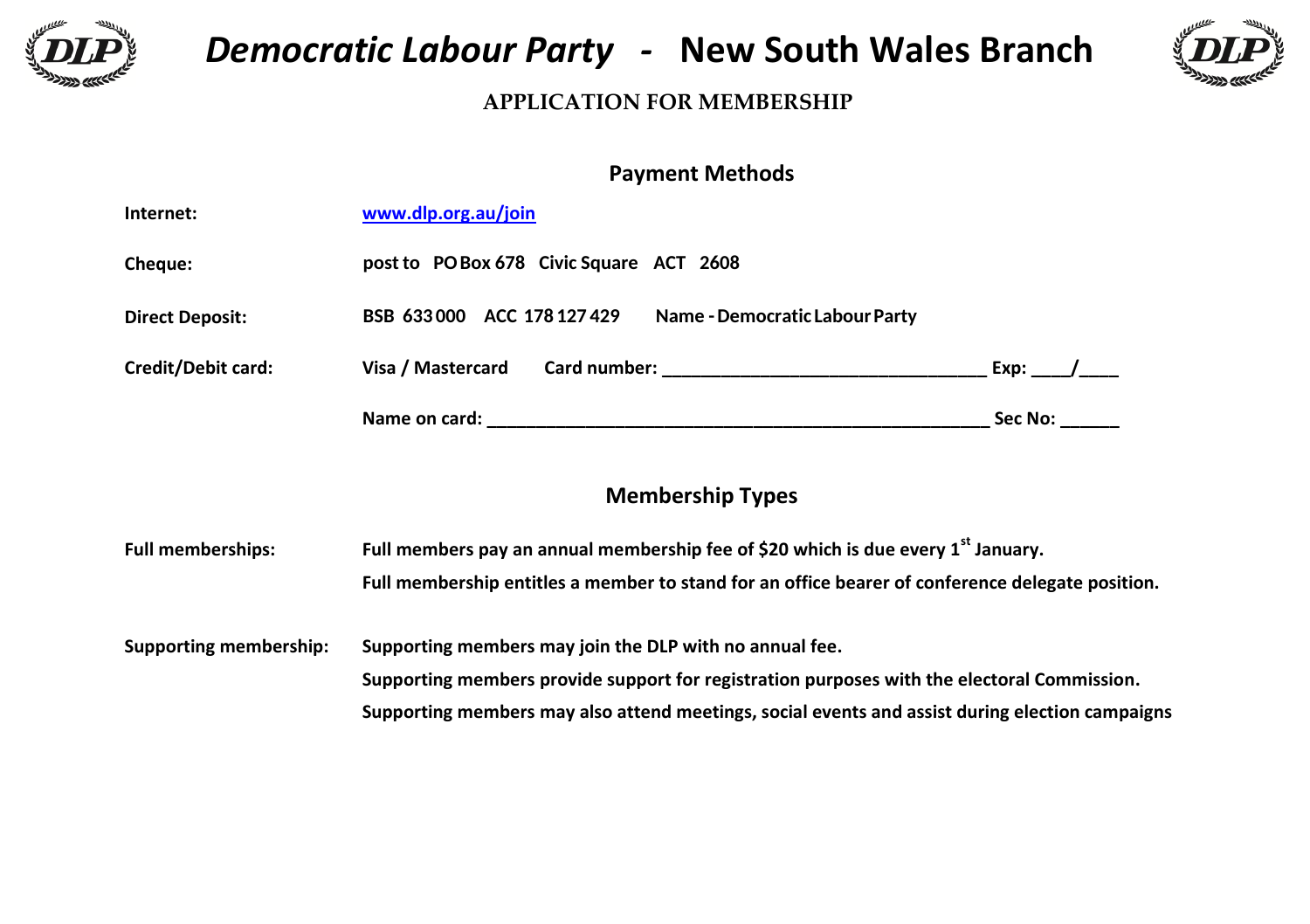# *Democratic Labour Party* - New South Wales Branch

## APPLICATION FOR MEMBERSHIP

### Payment Methods

| | |
|---|---|
| **Internet:** | **[www.dlp.org.au/join](http://www.dlp.org.au/join)** |
| **Cheque:** | **post to PO Box 678 Civic Square ACT 2608** |
| **Direct Deposit:** | **BSB 633 000 ACC 178 127 429 Name - Democratic Labour Party** |
| **Credit/Debit card:** | **Visa / Mastercard Card number: ________________________________ Exp: ____/____** |
| | **Name on card: __________________________________________________ Sec No: ______** |

### Membership Types

| | |
|---|---|
| **Full memberships:** | **Full members pay an annual membership fee of $20 which is due every 1st January.** |
| | **Full membership entitles a member to stand for an office bearer of conference delegate position.** |
| **Supporting membership:** | **Supporting members may join the DLP with no annual fee.** |
| | **Supporting members provide support for registration purposes with the electoral Commission.** |
| | **Supporting members may also attend meetings, social events and assist during election campaigns** |